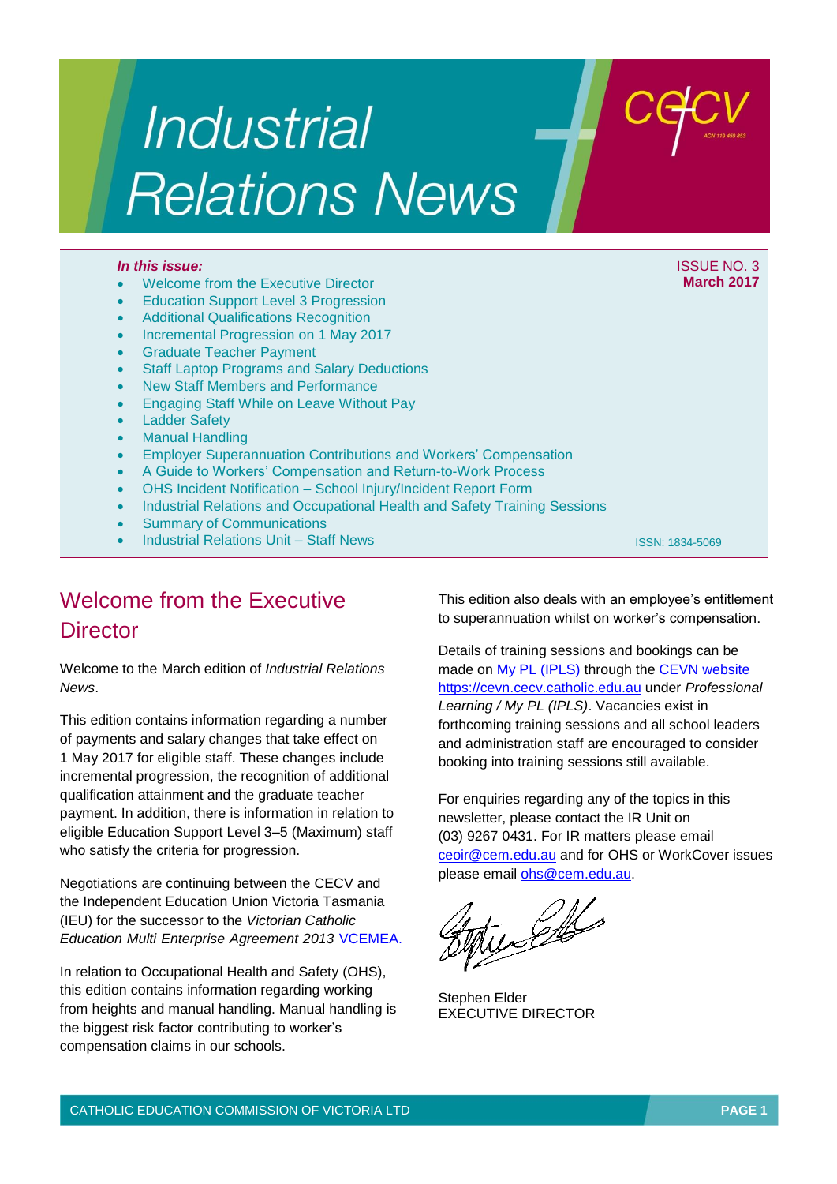# Industrial Relations News

cecv

*In this issue:*

- Welcome from the Executive Director
- Education Support Level 3 Progression
- Additional Qualifications Recognition
- Incremental Progression on 1 May 2017
- Graduate Teacher Payment
- Staff Laptop Programs and Salary Deductions
- New Staff Members and Performance
- Engaging Staff While on Leave Without Pay
- Ladder Safety
- Manual Handling
- Employer Superannuation Contributions and Workers' Compensation
- A Guide to Workers' Compensation and Return-to-Work Process
- OHS Incident Notification – School Injury/Incident Report Form
- Industrial Relations and Occupational Health and Safety Training Sessions
- Summary of Communications
- Industrial Relations Unit – Staff News

ISSUE NO. 3
**March 2017**

ISSN: 1834-5069

## Welcome from the Executive Director

Welcome to the March edition of *Industrial Relations News*.

This edition contains information regarding a number of payments and salary changes that take effect on 1 May 2017 for eligible staff. These changes include incremental progression, the recognition of additional qualification attainment and the graduate teacher payment. In addition, there is information in relation to eligible Education Support Level 3–5 (Maximum) staff who satisfy the criteria for progression.

Negotiations are continuing between the CECV and the Independent Education Union Victoria Tasmania (IEU) for the successor to the *Victorian Catholic Education Multi Enterprise Agreement 2013* VCEMEA.

In relation to Occupational Health and Safety (OHS), this edition contains information regarding working from heights and manual handling. Manual handling is the biggest risk factor contributing to worker's compensation claims in our schools.

This edition also deals with an employee's entitlement to superannuation whilst on worker's compensation.

Details of training sessions and bookings can be made on My PL (IPLS) through the CEVN website https://cevn.cecv.catholic.edu.au under *Professional Learning / My PL (IPLS)*. Vacancies exist in forthcoming training sessions and all school leaders and administration staff are encouraged to consider booking into training sessions still available.

For enquiries regarding any of the topics in this newsletter, please contact the IR Unit on (03) 9267 0431. For IR matters please email ceoir@cem.edu.au and for OHS or WorkCover issues please email ohs@cem.edu.au.

Stephen Elder
EXECUTIVE DIRECTOR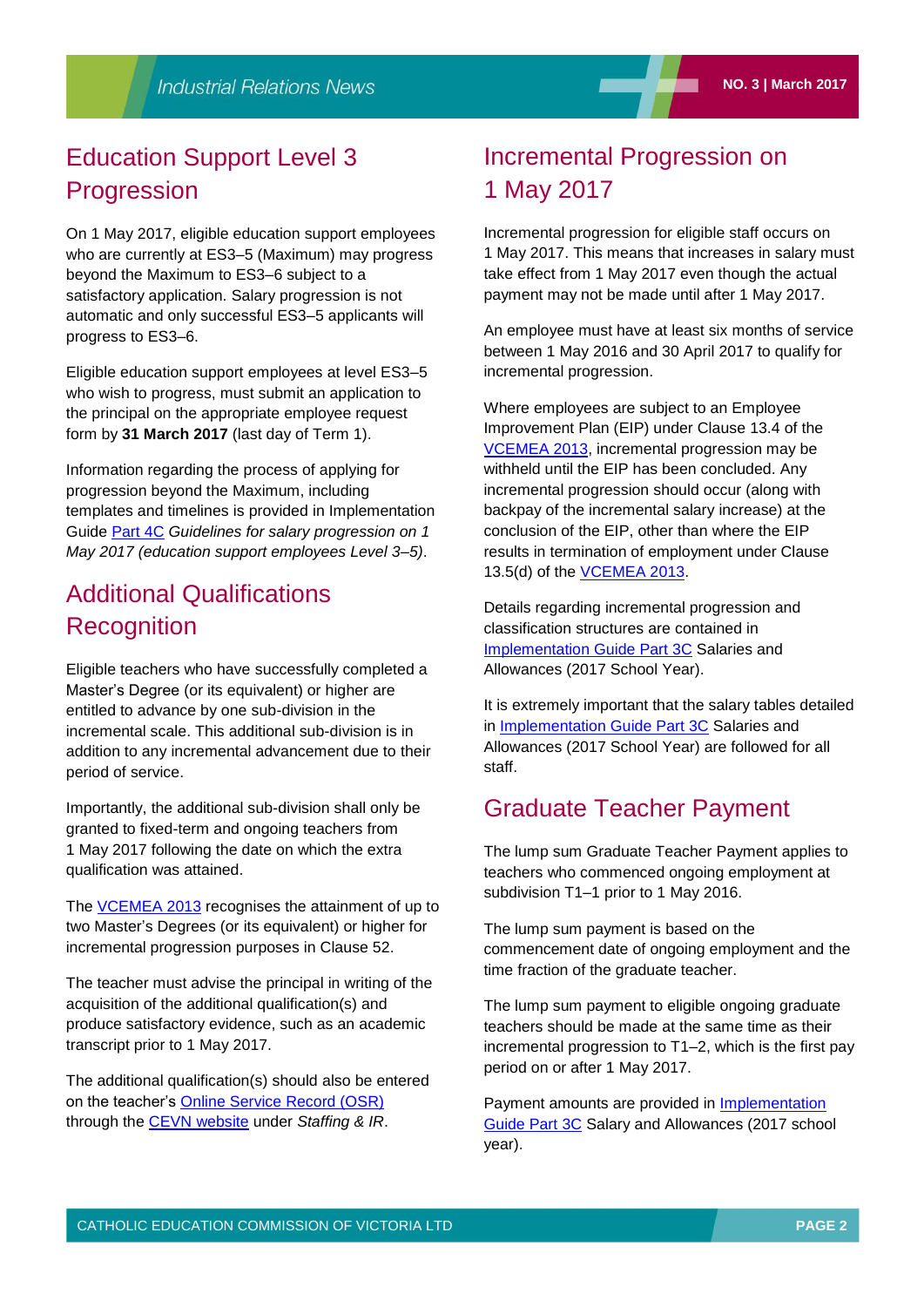## Education Support Level 3 Progression

On 1 May 2017, eligible education support employees who are currently at ES3–5 (Maximum) may progress beyond the Maximum to ES3–6 subject to a satisfactory application. Salary progression is not automatic and only successful ES3–5 applicants will progress to ES3–6.

Eligible education support employees at level ES3–5 who wish to progress, must submit an application to the principal on the appropriate employee request form by **31 March 2017** (last day of Term 1).

Information regarding the process of applying for progression beyond the Maximum, including templates and timelines is provided in Implementation Guide Part 4C *Guidelines for salary progression on 1 May 2017 (education support employees Level 3–5)*.

## Additional Qualifications Recognition

Eligible teachers who have successfully completed a Master's Degree (or its equivalent) or higher are entitled to advance by one sub-division in the incremental scale. This additional sub-division is in addition to any incremental advancement due to their period of service.

Importantly, the additional sub-division shall only be granted to fixed-term and ongoing teachers from 1 May 2017 following the date on which the extra qualification was attained.

The VCEMEA 2013 recognises the attainment of up to two Master's Degrees (or its equivalent) or higher for incremental progression purposes in Clause 52.

The teacher must advise the principal in writing of the acquisition of the additional qualification(s) and produce satisfactory evidence, such as an academic transcript prior to 1 May 2017.

The additional qualification(s) should also be entered on the teacher's Online Service Record (OSR) through the CEVN website under *Staffing & IR*.

## Incremental Progression on 1 May 2017

Incremental progression for eligible staff occurs on 1 May 2017. This means that increases in salary must take effect from 1 May 2017 even though the actual payment may not be made until after 1 May 2017.

An employee must have at least six months of service between 1 May 2016 and 30 April 2017 to qualify for incremental progression.

Where employees are subject to an Employee Improvement Plan (EIP) under Clause 13.4 of the VCEMEA 2013, incremental progression may be withheld until the EIP has been concluded. Any incremental progression should occur (along with backpay of the incremental salary increase) at the conclusion of the EIP, other than where the EIP results in termination of employment under Clause 13.5(d) of the VCEMEA 2013.

Details regarding incremental progression and classification structures are contained in Implementation Guide Part 3C Salaries and Allowances (2017 School Year).

It is extremely important that the salary tables detailed in Implementation Guide Part 3C Salaries and Allowances (2017 School Year) are followed for all staff.

## Graduate Teacher Payment

The lump sum Graduate Teacher Payment applies to teachers who commenced ongoing employment at subdivision T1–1 prior to 1 May 2016.

The lump sum payment is based on the commencement date of ongoing employment and the time fraction of the graduate teacher.

The lump sum payment to eligible ongoing graduate teachers should be made at the same time as their incremental progression to T1–2, which is the first pay period on or after 1 May 2017.

Payment amounts are provided in Implementation Guide Part 3C Salary and Allowances (2017 school year).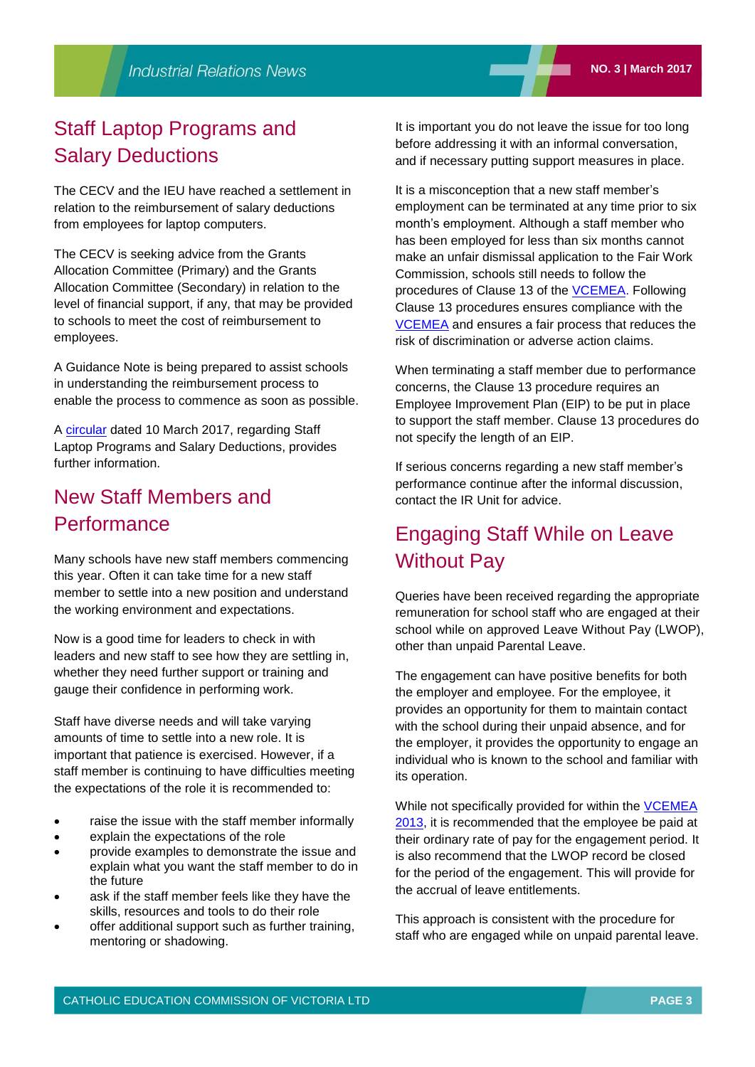## Staff Laptop Programs and Salary Deductions

The CECV and the IEU have reached a settlement in relation to the reimbursement of salary deductions from employees for laptop computers.

The CECV is seeking advice from the Grants Allocation Committee (Primary) and the Grants Allocation Committee (Secondary) in relation to the level of financial support, if any, that may be provided to schools to meet the cost of reimbursement to employees.

A Guidance Note is being prepared to assist schools in understanding the reimbursement process to enable the process to commence as soon as possible.

A circular dated 10 March 2017, regarding Staff Laptop Programs and Salary Deductions, provides further information.

## New Staff Members and Performance

Many schools have new staff members commencing this year. Often it can take time for a new staff member to settle into a new position and understand the working environment and expectations.

Now is a good time for leaders to check in with leaders and new staff to see how they are settling in, whether they need further support or training and gauge their confidence in performing work.

Staff have diverse needs and will take varying amounts of time to settle into a new role. It is important that patience is exercised. However, if a staff member is continuing to have difficulties meeting the expectations of the role it is recommended to:

- raise the issue with the staff member informally
- explain the expectations of the role
- provide examples to demonstrate the issue and explain what you want the staff member to do in the future
- ask if the staff member feels like they have the skills, resources and tools to do their role
- offer additional support such as further training, mentoring or shadowing.

It is important you do not leave the issue for too long before addressing it with an informal conversation, and if necessary putting support measures in place.

It is a misconception that a new staff member's employment can be terminated at any time prior to six month's employment. Although a staff member who has been employed for less than six months cannot make an unfair dismissal application to the Fair Work Commission, schools still needs to follow the procedures of Clause 13 of the VCEMEA. Following Clause 13 procedures ensures compliance with the VCEMEA and ensures a fair process that reduces the risk of discrimination or adverse action claims.

When terminating a staff member due to performance concerns, the Clause 13 procedure requires an Employee Improvement Plan (EIP) to be put in place to support the staff member. Clause 13 procedures do not specify the length of an EIP.

If serious concerns regarding a new staff member's performance continue after the informal discussion, contact the IR Unit for advice.

## Engaging Staff While on Leave Without Pay

Queries have been received regarding the appropriate remuneration for school staff who are engaged at their school while on approved Leave Without Pay (LWOP), other than unpaid Parental Leave.

The engagement can have positive benefits for both the employer and employee. For the employee, it provides an opportunity for them to maintain contact with the school during their unpaid absence, and for the employer, it provides the opportunity to engage an individual who is known to the school and familiar with its operation.

While not specifically provided for within the VCEMEA 2013, it is recommended that the employee be paid at their ordinary rate of pay for the engagement period. It is also recommend that the LWOP record be closed for the period of the engagement. This will provide for the accrual of leave entitlements.

This approach is consistent with the procedure for staff who are engaged while on unpaid parental leave.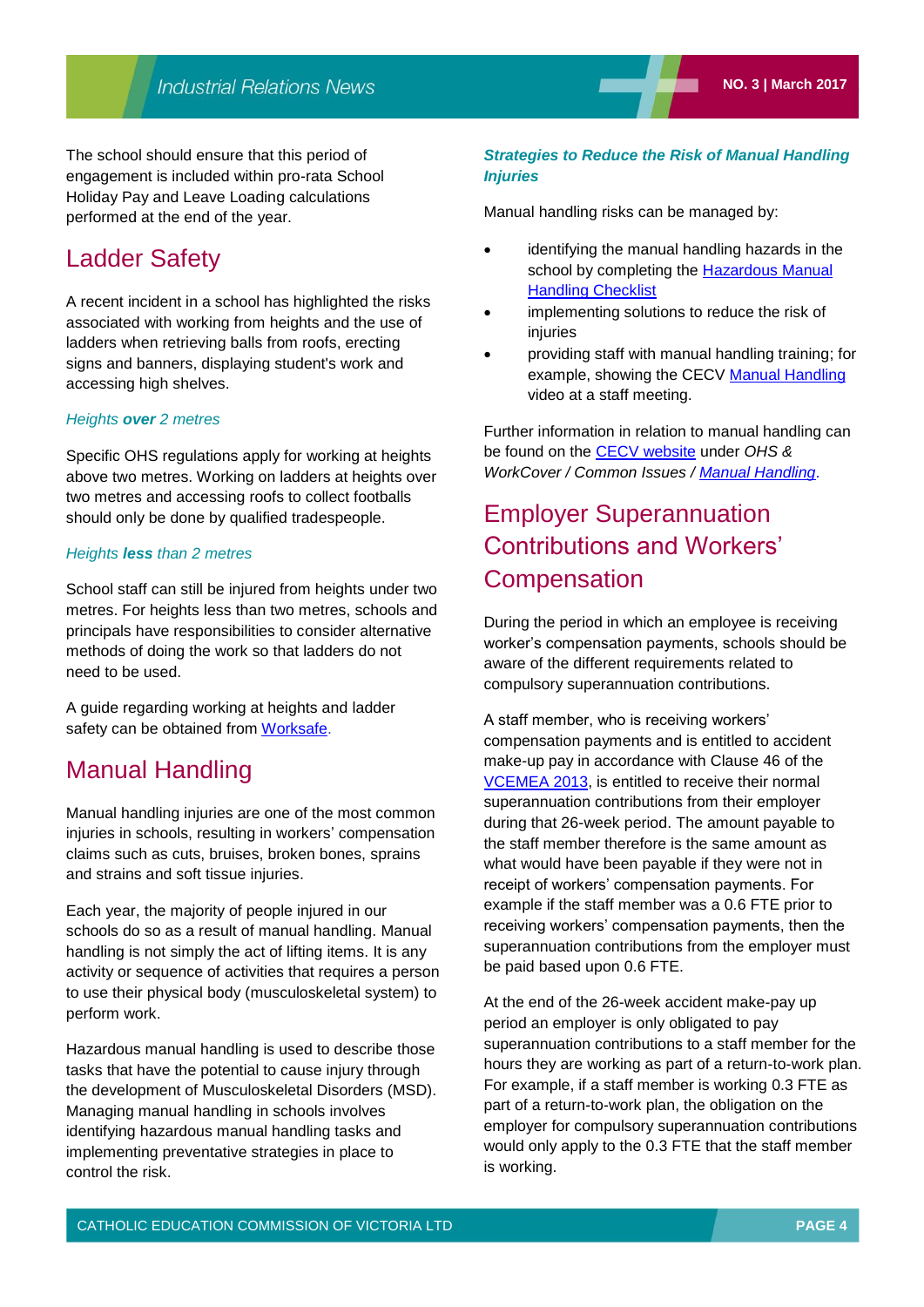The school should ensure that this period of engagement is included within pro-rata School Holiday Pay and Leave Loading calculations performed at the end of the year.

## Ladder Safety

A recent incident in a school has highlighted the risks associated with working from heights and the use of ladders when retrieving balls from roofs, erecting signs and banners, displaying student's work and accessing high shelves.

*Heights **over** 2 metres*

Specific OHS regulations apply for working at heights above two metres. Working on ladders at heights over two metres and accessing roofs to collect footballs should only be done by qualified tradespeople.

*Heights **less** than 2 metres*

School staff can still be injured from heights under two metres. For heights less than two metres, schools and principals have responsibilities to consider alternative methods of doing the work so that ladders do not need to be used.

A guide regarding working at heights and ladder safety can be obtained from Worksafe.

## Manual Handling

Manual handling injuries are one of the most common injuries in schools, resulting in workers' compensation claims such as cuts, bruises, broken bones, sprains and strains and soft tissue injuries.

Each year, the majority of people injured in our schools do so as a result of manual handling. Manual handling is not simply the act of lifting items. It is any activity or sequence of activities that requires a person to use their physical body (musculoskeletal system) to perform work.

Hazardous manual handling is used to describe those tasks that have the potential to cause injury through the development of Musculoskeletal Disorders (MSD). Managing manual handling in schools involves identifying hazardous manual handling tasks and implementing preventative strategies in place to control the risk.

***Strategies to Reduce the Risk of Manual Handling Injuries***

Manual handling risks can be managed by:

- identifying the manual handling hazards in the school by completing the Hazardous Manual Handling Checklist
- implementing solutions to reduce the risk of injuries
- providing staff with manual handling training; for example, showing the CECV Manual Handling video at a staff meeting.

Further information in relation to manual handling can be found on the CECV website under *OHS & WorkCover / Common Issues / Manual Handling*.

## Employer Superannuation Contributions and Workers' Compensation

During the period in which an employee is receiving worker's compensation payments, schools should be aware of the different requirements related to compulsory superannuation contributions.

A staff member, who is receiving workers' compensation payments and is entitled to accident make-up pay in accordance with Clause 46 of the VCEMEA 2013, is entitled to receive their normal superannuation contributions from their employer during that 26-week period. The amount payable to the staff member therefore is the same amount as what would have been payable if they were not in receipt of workers' compensation payments. For example if the staff member was a 0.6 FTE prior to receiving workers' compensation payments, then the superannuation contributions from the employer must be paid based upon 0.6 FTE.

At the end of the 26-week accident make-pay up period an employer is only obligated to pay superannuation contributions to a staff member for the hours they are working as part of a return-to-work plan. For example, if a staff member is working 0.3 FTE as part of a return-to-work plan, the obligation on the employer for compulsory superannuation contributions would only apply to the 0.3 FTE that the staff member is working.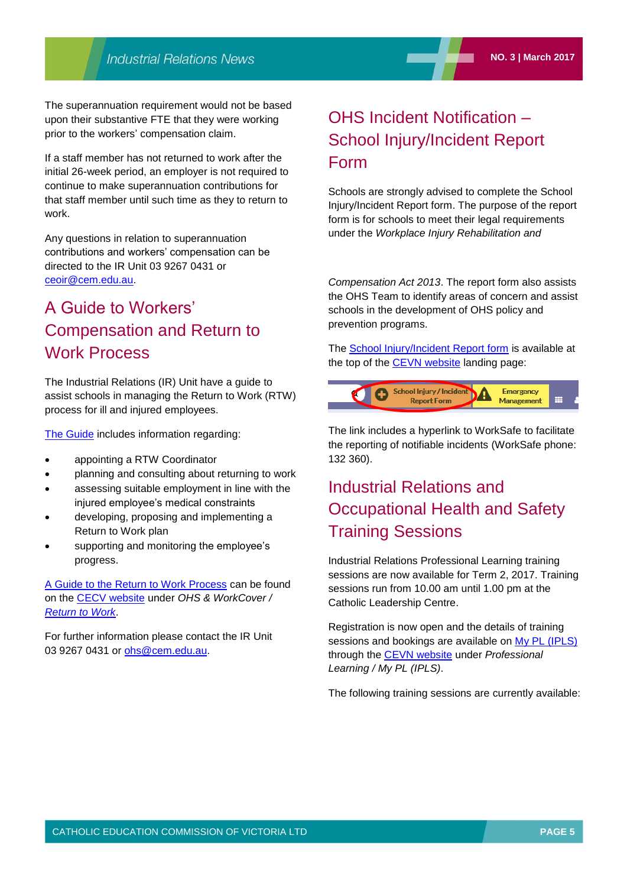The superannuation requirement would not be based upon their substantive FTE that they were working prior to the workers' compensation claim.

If a staff member has not returned to work after the initial 26-week period, an employer is not required to continue to make superannuation contributions for that staff member until such time as they to return to work.

Any questions in relation to superannuation contributions and workers' compensation can be directed to the IR Unit 03 9267 0431 or ceoir@cem.edu.au.

## A Guide to Workers' Compensation and Return to Work Process

The Industrial Relations (IR) Unit have a guide to assist schools in managing the Return to Work (RTW) process for ill and injured employees.

The Guide includes information regarding:

- appointing a RTW Coordinator
- planning and consulting about returning to work
- assessing suitable employment in line with the injured employee's medical constraints
- developing, proposing and implementing a Return to Work plan
- supporting and monitoring the employee's progress.

A Guide to the Return to Work Process can be found on the CECV website under *OHS & WorkCover / Return to Work*.

For further information please contact the IR Unit 03 9267 0431 or ohs@cem.edu.au.

## OHS Incident Notification – School Injury/Incident Report Form

Schools are strongly advised to complete the School Injury/Incident Report form. The purpose of the report form is for schools to meet their legal requirements under the *Workplace Injury Rehabilitation and Compensation Act 2013*. The report form also assists the OHS Team to identify areas of concern and assist schools in the development of OHS policy and prevention programs.

The School Injury/Incident Report form is available at the top of the CEVN website landing page:

The link includes a hyperlink to WorkSafe to facilitate the reporting of notifiable incidents (WorkSafe phone: 132 360).

## Industrial Relations and Occupational Health and Safety Training Sessions

Industrial Relations Professional Learning training sessions are now available for Term 2, 2017. Training sessions run from 10.00 am until 1.00 pm at the Catholic Leadership Centre.

Registration is now open and the details of training sessions and bookings are available on My PL (IPLS) through the CEVN website under *Professional Learning / My PL (IPLS)*.

The following training sessions are currently available: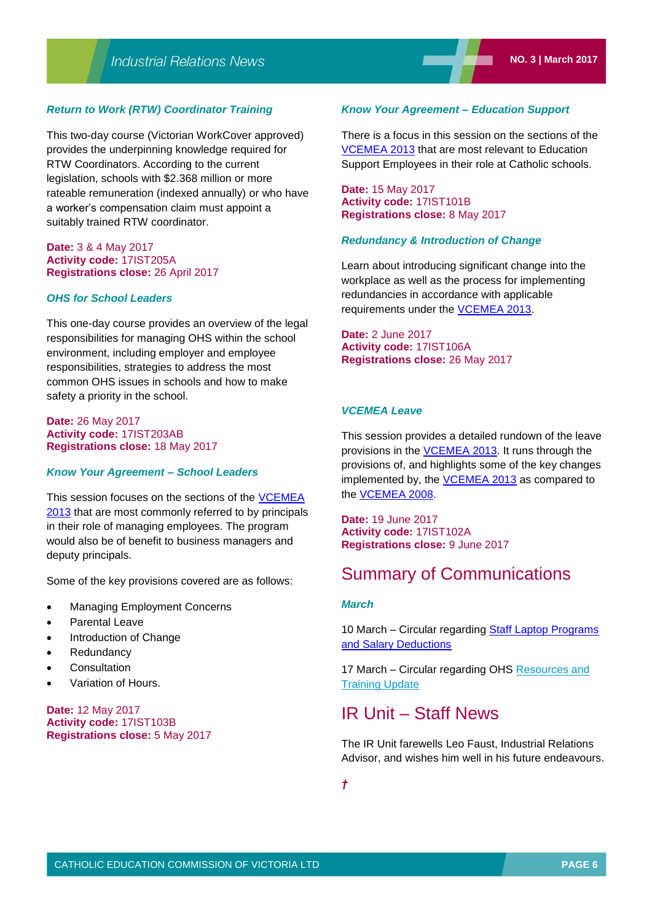### *Return to Work (RTW) Coordinator Training*

This two-day course (Victorian WorkCover approved) provides the underpinning knowledge required for RTW Coordinators. According to the current legislation, schools with $2.368 million or more rateable remuneration (indexed annually) or who have a worker's compensation claim must appoint a suitably trained RTW coordinator.

**Date:** 3 & 4 May 2017
**Activity code:** 17IST205A
**Registrations close:** 26 April 2017

### *OHS for School Leaders*

This one-day course provides an overview of the legal responsibilities for managing OHS within the school environment, including employer and employee responsibilities, strategies to address the most common OHS issues in schools and how to make safety a priority in the school.

**Date:** 26 May 2017
**Activity code:** 17IST203AB
**Registrations close:** 18 May 2017

### *Know Your Agreement – School Leaders*

This session focuses on the sections of the VCEMEA 2013 that are most commonly referred to by principals in their role of managing employees. The program would also be of benefit to business managers and deputy principals.

Some of the key provisions covered are as follows:

- Managing Employment Concerns
- Parental Leave
- Introduction of Change
- Redundancy
- Consultation
- Variation of Hours.

**Date:** 12 May 2017
**Activity code:** 17IST103B
**Registrations close:** 5 May 2017

### *Know Your Agreement – Education Support*

There is a focus in this session on the sections of the VCEMEA 2013 that are most relevant to Education Support Employees in their role at Catholic schools.

**Date:** 15 May 2017
**Activity code:** 17IST101B
**Registrations close:** 8 May 2017

### *Redundancy & Introduction of Change*

Learn about introducing significant change into the workplace as well as the process for implementing redundancies in accordance with applicable requirements under the VCEMEA 2013.

**Date:** 2 June 2017
**Activity code:** 17IST106A
**Registrations close:** 26 May 2017

### *VCEMEA Leave*

This session provides a detailed rundown of the leave provisions in the VCEMEA 2013. It runs through the provisions of, and highlights some of the key changes implemented by, the VCEMEA 2013 as compared to the VCEMEA 2008.

**Date:** 19 June 2017
**Activity code:** 17IST102A
**Registrations close:** 9 June 2017

## Summary of Communications

### *March*

10 March – Circular regarding Staff Laptop Programs and Salary Deductions

17 March – Circular regarding OHS Resources and Training Update

## IR Unit – Staff News

The IR Unit farewells Leo Faust, Industrial Relations Advisor, and wishes him well in his future endeavours.

†